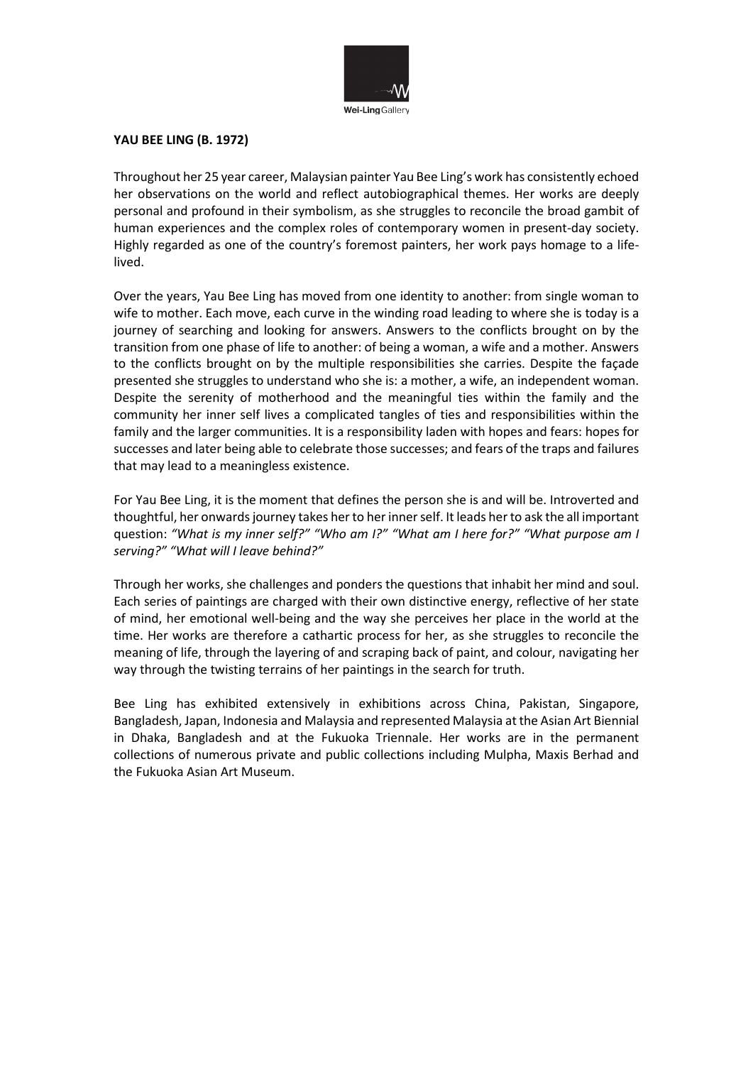**YAU BEE LING (B. 1972)**

Throughout her 25 year career, Malaysian painter Yau Bee Ling's work has consistently echoed her observations on the world and reflect autobiographical themes. Her works are deeply personal and profound in their symbolism, as she struggles to reconcile the broad gambit of human experiences and the complex roles of contemporary women in present-day society. Highly regarded as one of the country's foremost painters, her work pays homage to a life-lived.

Over the years, Yau Bee Ling has moved from one identity to another: from single woman to wife to mother. Each move, each curve in the winding road leading to where she is today is a journey of searching and looking for answers. Answers to the conflicts brought on by the transition from one phase of life to another: of being a woman, a wife and a mother. Answers to the conflicts brought on by the multiple responsibilities she carries. Despite the façade presented she struggles to understand who she is: a mother, a wife, an independent woman. Despite the serenity of motherhood and the meaningful ties within the family and the community her inner self lives a complicated tangles of ties and responsibilities within the family and the larger communities. It is a responsibility laden with hopes and fears: hopes for successes and later being able to celebrate those successes; and fears of the traps and failures that may lead to a meaningless existence.

For Yau Bee Ling, it is the moment that defines the person she is and will be. Introverted and thoughtful, her onwards journey takes her to her inner self. It leads her to ask the all important question: *"What is my inner self?" "Who am I?" "What am I here for?" "What purpose am I serving?" "What will I leave behind?"*

Through her works, she challenges and ponders the questions that inhabit her mind and soul. Each series of paintings are charged with their own distinctive energy, reflective of her state of mind, her emotional well-being and the way she perceives her place in the world at the time. Her works are therefore a cathartic process for her, as she struggles to reconcile the meaning of life, through the layering of and scraping back of paint, and colour, navigating her way through the twisting terrains of her paintings in the search for truth.

Bee Ling has exhibited extensively in exhibitions across China, Pakistan, Singapore, Bangladesh, Japan, Indonesia and Malaysia and represented Malaysia at the Asian Art Biennial in Dhaka, Bangladesh and at the Fukuoka Triennale. Her works are in the permanent collections of numerous private and public collections including Mulpha, Maxis Berhad and the Fukuoka Asian Art Museum.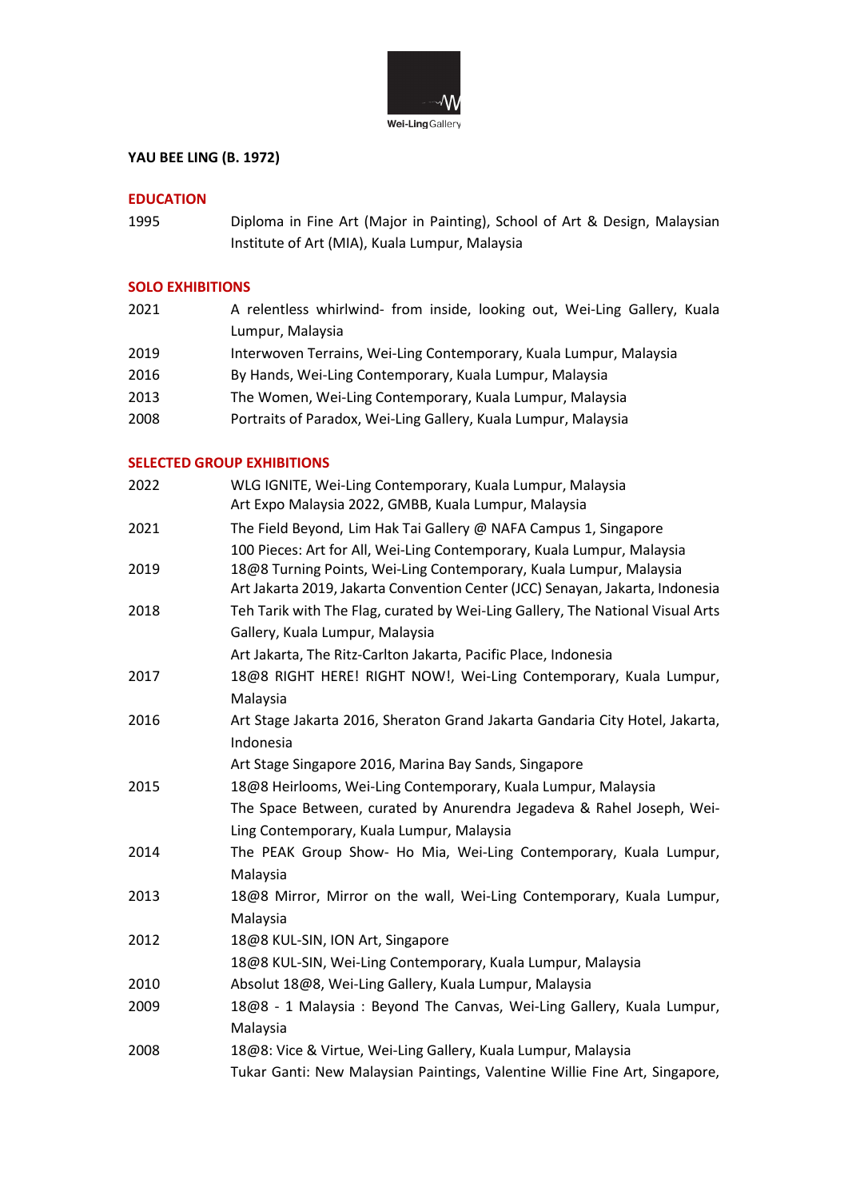**YAU BEE LING (B. 1972)**

## EDUCATION

| | |
|---|---|
| 1995 | Diploma in Fine Art (Major in Painting), School of Art & Design, Malaysian Institute of Art (MIA), Kuala Lumpur, Malaysia |

## SOLO EXHIBITIONS

| | |
|---|---|
| 2021 | A relentless whirlwind- from inside, looking out, Wei-Ling Gallery, Kuala Lumpur, Malaysia |
| 2019 | Interwoven Terrains, Wei-Ling Contemporary, Kuala Lumpur, Malaysia |
| 2016 | By Hands, Wei-Ling Contemporary, Kuala Lumpur, Malaysia |
| 2013 | The Women, Wei-Ling Contemporary, Kuala Lumpur, Malaysia |
| 2008 | Portraits of Paradox, Wei-Ling Gallery, Kuala Lumpur, Malaysia |

## SELECTED GROUP EXHIBITIONS

| | |
|---|---|
| 2022 | WLG IGNITE, Wei-Ling Contemporary, Kuala Lumpur, Malaysia |
| | Art Expo Malaysia 2022, GMBB, Kuala Lumpur, Malaysia |
| 2021 | The Field Beyond, Lim Hak Tai Gallery @ NAFA Campus 1, Singapore |
| | 100 Pieces: Art for All, Wei-Ling Contemporary, Kuala Lumpur, Malaysia |
| 2019 | 18@8 Turning Points, Wei-Ling Contemporary, Kuala Lumpur, Malaysia |
| | Art Jakarta 2019, Jakarta Convention Center (JCC) Senayan, Jakarta, Indonesia |
| 2018 | Teh Tarik with The Flag, curated by Wei-Ling Gallery, The National Visual Arts Gallery, Kuala Lumpur, Malaysia |
| | Art Jakarta, The Ritz-Carlton Jakarta, Pacific Place, Indonesia |
| 2017 | 18@8 RIGHT HERE! RIGHT NOW!, Wei-Ling Contemporary, Kuala Lumpur, Malaysia |
| 2016 | Art Stage Jakarta 2016, Sheraton Grand Jakarta Gandaria City Hotel, Jakarta, Indonesia |
| | Art Stage Singapore 2016, Marina Bay Sands, Singapore |
| 2015 | 18@8 Heirlooms, Wei-Ling Contemporary, Kuala Lumpur, Malaysia |
| | The Space Between, curated by Anurendra Jegadeva & Rahel Joseph, Wei-Ling Contemporary, Kuala Lumpur, Malaysia |
| 2014 | The PEAK Group Show- Ho Mia, Wei-Ling Contemporary, Kuala Lumpur, Malaysia |
| 2013 | 18@8 Mirror, Mirror on the wall, Wei-Ling Contemporary, Kuala Lumpur, Malaysia |
| 2012 | 18@8 KUL-SIN, ION Art, Singapore |
| | 18@8 KUL-SIN, Wei-Ling Contemporary, Kuala Lumpur, Malaysia |
| 2010 | Absolut 18@8, Wei-Ling Gallery, Kuala Lumpur, Malaysia |
| 2009 | 18@8 - 1 Malaysia : Beyond The Canvas, Wei-Ling Gallery, Kuala Lumpur, Malaysia |
| 2008 | 18@8: Vice & Virtue, Wei-Ling Gallery, Kuala Lumpur, Malaysia |
| | Tukar Ganti: New Malaysian Paintings, Valentine Willie Fine Art, Singapore, |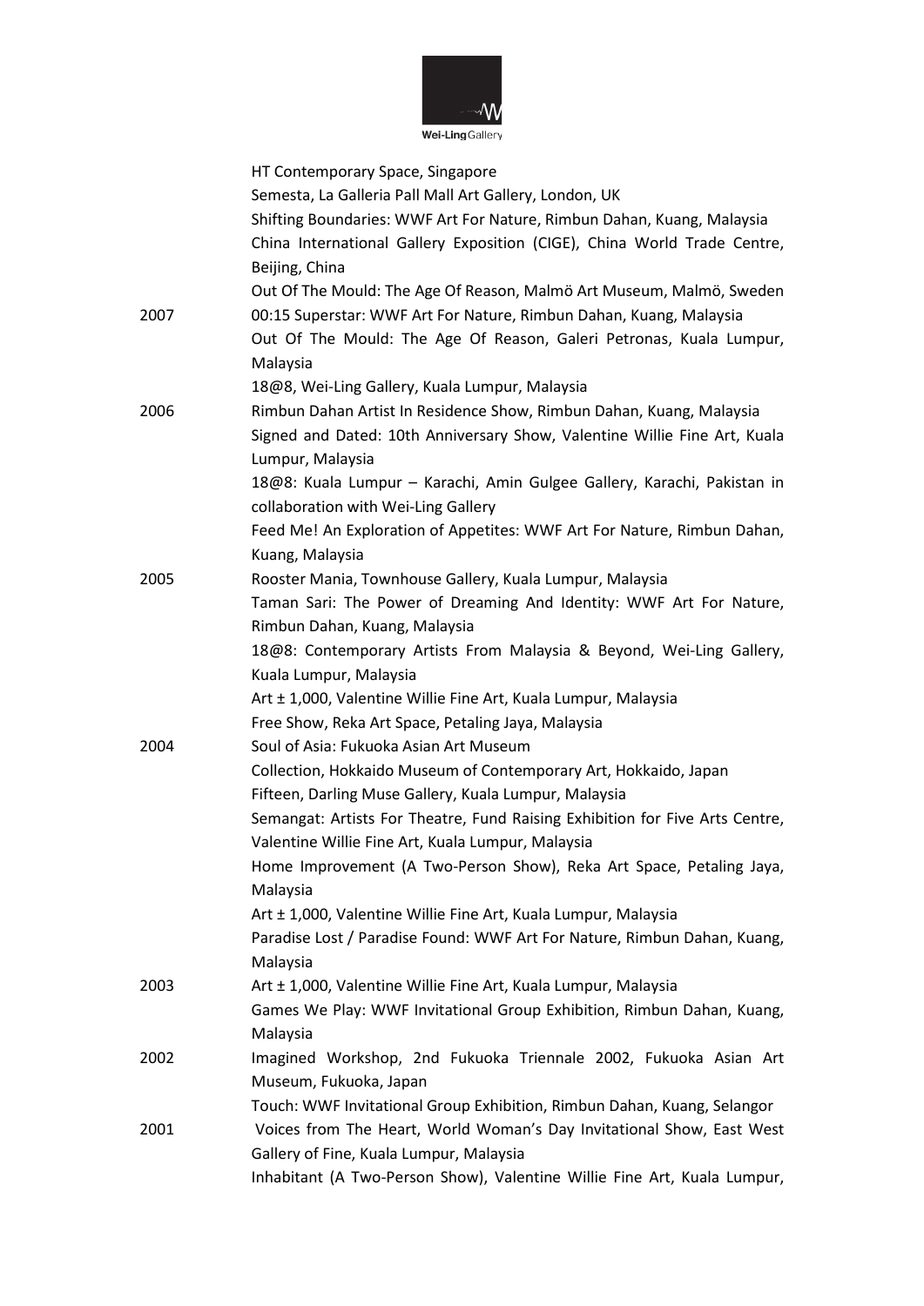| | |
|---|---|
| | HT Contemporary Space, Singapore |
| | Semesta, La Galleria Pall Mall Art Gallery, London, UK |
| | Shifting Boundaries: WWF Art For Nature, Rimbun Dahan, Kuang, Malaysia |
| | China International Gallery Exposition (CIGE), China World Trade Centre, Beijing, China |
| | Out Of The Mould: The Age Of Reason, Malmö Art Museum, Malmö, Sweden |
| 2007 | 00:15 Superstar: WWF Art For Nature, Rimbun Dahan, Kuang, Malaysia |
| | Out Of The Mould: The Age Of Reason, Galeri Petronas, Kuala Lumpur, Malaysia |
| | 18@8, Wei-Ling Gallery, Kuala Lumpur, Malaysia |
| 2006 | Rimbun Dahan Artist In Residence Show, Rimbun Dahan, Kuang, Malaysia |
| | Signed and Dated: 10th Anniversary Show, Valentine Willie Fine Art, Kuala Lumpur, Malaysia |
| | 18@8: Kuala Lumpur – Karachi, Amin Gulgee Gallery, Karachi, Pakistan in collaboration with Wei-Ling Gallery |
| | Feed Me! An Exploration of Appetites: WWF Art For Nature, Rimbun Dahan, Kuang, Malaysia |
| 2005 | Rooster Mania, Townhouse Gallery, Kuala Lumpur, Malaysia |
| | Taman Sari: The Power of Dreaming And Identity: WWF Art For Nature, Rimbun Dahan, Kuang, Malaysia |
| | 18@8: Contemporary Artists From Malaysia & Beyond, Wei-Ling Gallery, Kuala Lumpur, Malaysia |
| | Art ± 1,000, Valentine Willie Fine Art, Kuala Lumpur, Malaysia |
| | Free Show, Reka Art Space, Petaling Jaya, Malaysia |
| 2004 | Soul of Asia: Fukuoka Asian Art Museum |
| | Collection, Hokkaido Museum of Contemporary Art, Hokkaido, Japan |
| | Fifteen, Darling Muse Gallery, Kuala Lumpur, Malaysia |
| | Semangat: Artists For Theatre, Fund Raising Exhibition for Five Arts Centre, Valentine Willie Fine Art, Kuala Lumpur, Malaysia |
| | Home Improvement (A Two-Person Show), Reka Art Space, Petaling Jaya, Malaysia |
| | Art ± 1,000, Valentine Willie Fine Art, Kuala Lumpur, Malaysia |
| | Paradise Lost / Paradise Found: WWF Art For Nature, Rimbun Dahan, Kuang, Malaysia |
| 2003 | Art ± 1,000, Valentine Willie Fine Art, Kuala Lumpur, Malaysia |
| | Games We Play: WWF Invitational Group Exhibition, Rimbun Dahan, Kuang, Malaysia |
| 2002 | Imagined Workshop, 2nd Fukuoka Triennale 2002, Fukuoka Asian Art Museum, Fukuoka, Japan |
| | Touch: WWF Invitational Group Exhibition, Rimbun Dahan, Kuang, Selangor |
| 2001 | Voices from The Heart, World Woman's Day Invitational Show, East West Gallery of Fine, Kuala Lumpur, Malaysia |
| | Inhabitant (A Two-Person Show), Valentine Willie Fine Art, Kuala Lumpur, |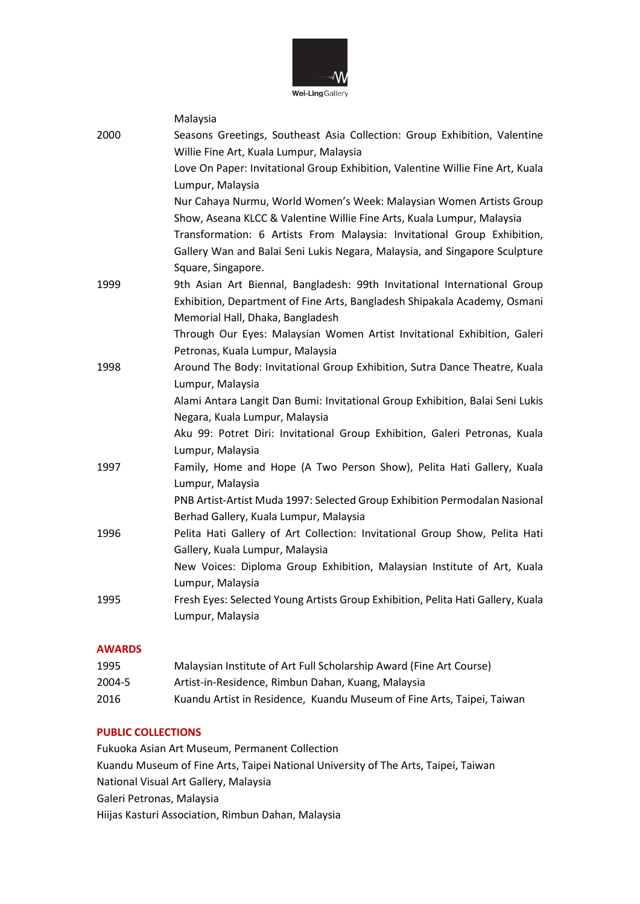| | |
|---|---|
| | Malaysia |
| 2000 | Seasons Greetings, Southeast Asia Collection: Group Exhibition, Valentine Willie Fine Art, Kuala Lumpur, Malaysia |
| | Love On Paper: Invitational Group Exhibition, Valentine Willie Fine Art, Kuala Lumpur, Malaysia |
| | Nur Cahaya Nurmu, World Women's Week: Malaysian Women Artists Group Show, Aseana KLCC & Valentine Willie Fine Arts, Kuala Lumpur, Malaysia |
| | Transformation: 6 Artists From Malaysia: Invitational Group Exhibition, Gallery Wan and Balai Seni Lukis Negara, Malaysia, and Singapore Sculpture Square, Singapore. |
| 1999 | 9th Asian Art Biennal, Bangladesh: 99th Invitational International Group Exhibition, Department of Fine Arts, Bangladesh Shipakala Academy, Osmani Memorial Hall, Dhaka, Bangladesh |
| | Through Our Eyes: Malaysian Women Artist Invitational Exhibition, Galeri Petronas, Kuala Lumpur, Malaysia |
| 1998 | Around The Body: Invitational Group Exhibition, Sutra Dance Theatre, Kuala Lumpur, Malaysia |
| | Alami Antara Langit Dan Bumi: Invitational Group Exhibition, Balai Seni Lukis Negara, Kuala Lumpur, Malaysia |
| | Aku 99: Potret Diri: Invitational Group Exhibition, Galeri Petronas, Kuala Lumpur, Malaysia |
| 1997 | Family, Home and Hope (A Two Person Show), Pelita Hati Gallery, Kuala Lumpur, Malaysia |
| | PNB Artist-Artist Muda 1997: Selected Group Exhibition Permodalan Nasional Berhad Gallery, Kuala Lumpur, Malaysia |
| 1996 | Pelita Hati Gallery of Art Collection: Invitational Group Show, Pelita Hati Gallery, Kuala Lumpur, Malaysia |
| | New Voices: Diploma Group Exhibition, Malaysian Institute of Art, Kuala Lumpur, Malaysia |
| 1995 | Fresh Eyes: Selected Young Artists Group Exhibition, Pelita Hati Gallery, Kuala Lumpur, Malaysia |

## AWARDS

| | |
|---|---|
| 1995 | Malaysian Institute of Art Full Scholarship Award (Fine Art Course) |
| 2004-5 | Artist-in-Residence, Rimbun Dahan, Kuang, Malaysia |
| 2016 | Kuandu Artist in Residence, Kuandu Museum of Fine Arts, Taipei, Taiwan |

## PUBLIC COLLECTIONS

Fukuoka Asian Art Museum, Permanent Collection
Kuandu Museum of Fine Arts, Taipei National University of The Arts, Taipei, Taiwan
National Visual Art Gallery, Malaysia
Galeri Petronas, Malaysia
Hijjas Kasturi Association, Rimbun Dahan, Malaysia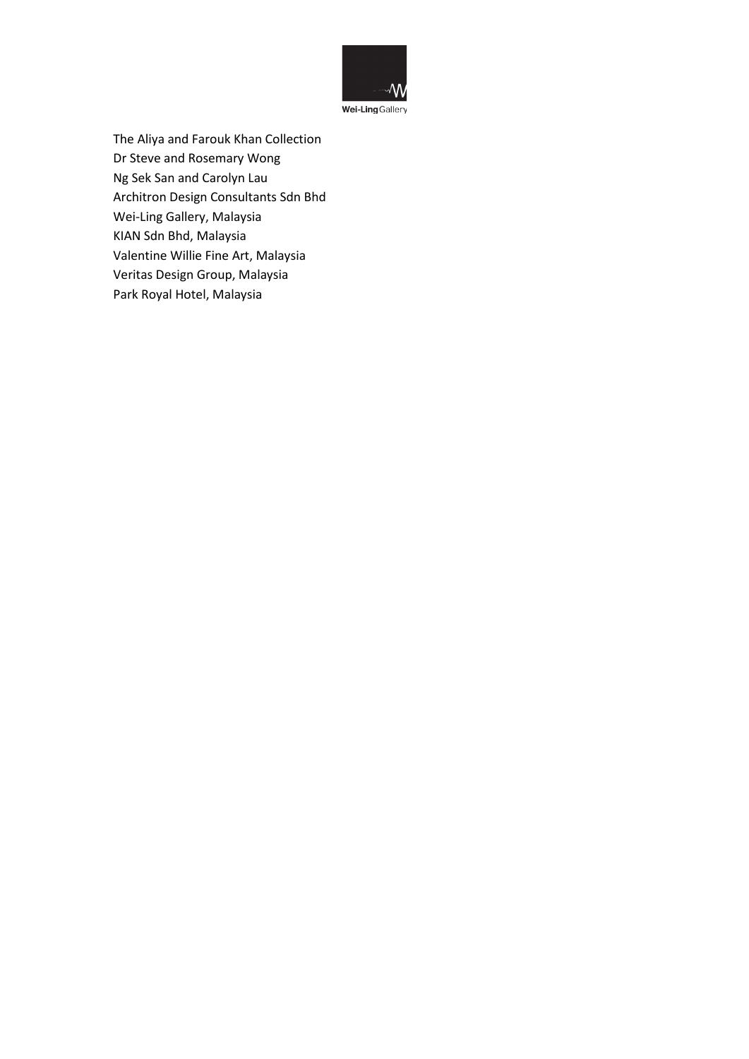The Aliya and Farouk Khan Collection
Dr Steve and Rosemary Wong
Ng Sek San and Carolyn Lau
Architron Design Consultants Sdn Bhd
Wei-Ling Gallery, Malaysia
KIAN Sdn Bhd, Malaysia
Valentine Willie Fine Art, Malaysia
Veritas Design Group, Malaysia
Park Royal Hotel, Malaysia